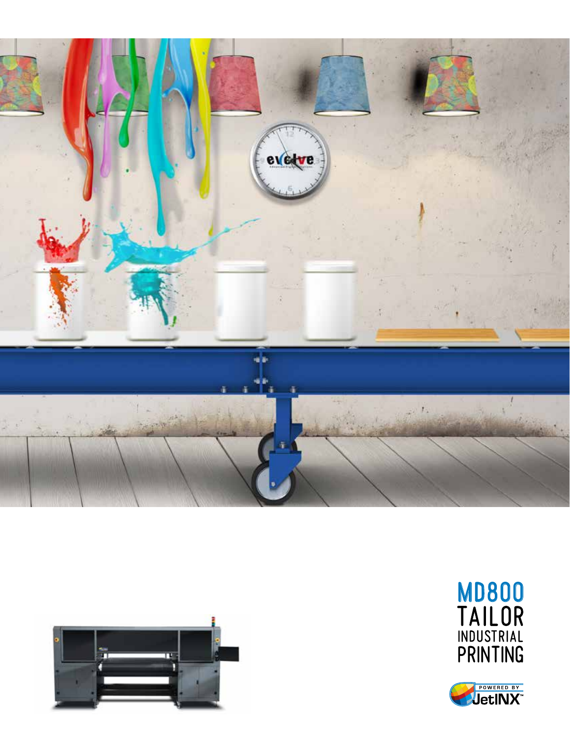# MD800
## TAILOR
### INDUSTRIAL
## PRINTING

POWERED BY JetINX™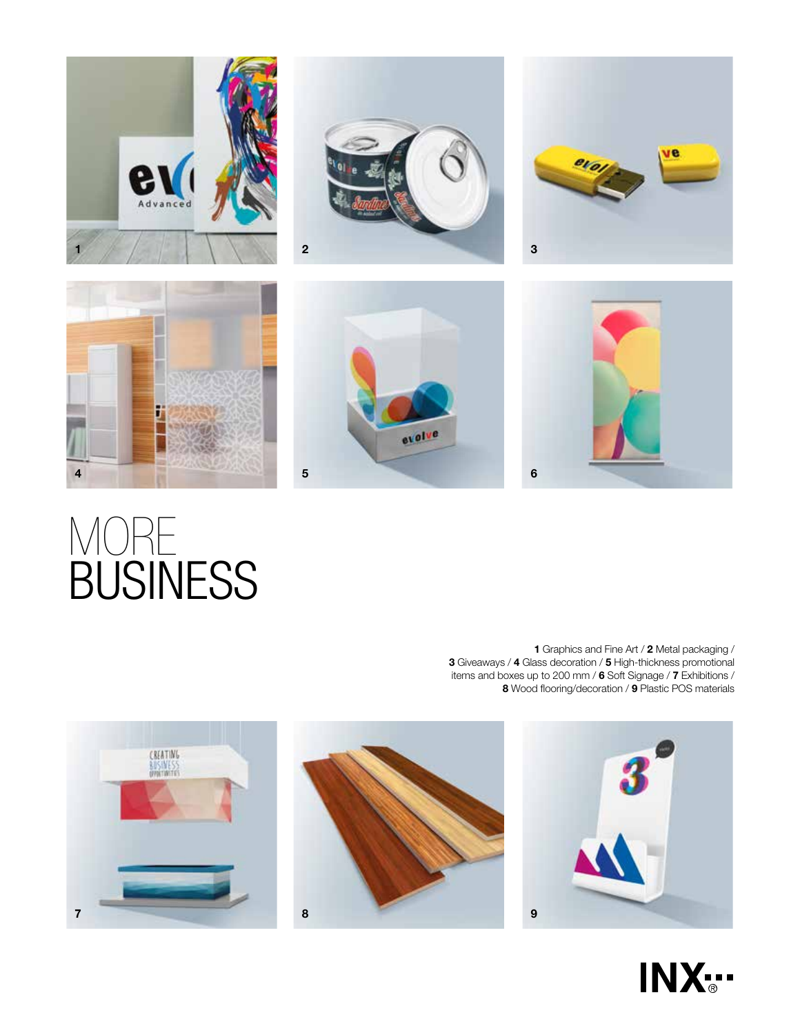# MORE BUSINESS

**1** Graphics and Fine Art / **2** Metal packaging / **3** Giveaways / **4** Glass decoration / **5** High-thickness promotional items and boxes up to 200 mm / **6** Soft Signage / **7** Exhibitions / **8** Wood flooring/decoration / **9** Plastic POS materials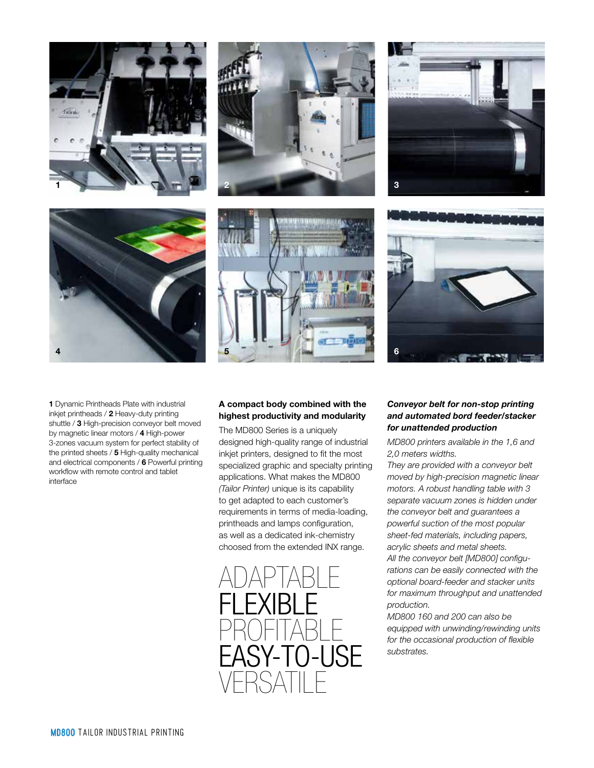**1** Dynamic Printheads Plate with industrial inkjet printheads / **2** Heavy-duty printing shuttle / **3** High-precision conveyor belt moved by magnetic linear motors / **4** High-power 3-zones vacuum system for perfect stability of the printed sheets / **5** High-quality mechanical and electrical components / **6** Powerful printing workflow with remote control and tablet interface

**A compact body combined with the highest productivity and modularity**

The MD800 Series is a uniquely designed high-quality range of industrial inkjet printers, designed to fit the most specialized graphic and specialty printing applications. What makes the MD800 *(Tailor Printer)* unique is its capability to get adapted to each customer's requirements in terms of media-loading, printheads and lamps configuration, as well as a dedicated ink-chemistry choosed from the extended INX range.

ADAPTABLE
**FLEXIBLE**
PROFITABLE
**EASY-TO-USE**
VERSATILE

***Conveyor belt for non-stop printing and automated bord feeder/stacker for unattended production***

*MD800 printers available in the 1,6 and 2,0 meters widths.*
*They are provided with a conveyor belt moved by high-precision magnetic linear motors. A robust handling table with 3 separate vacuum zones is hidden under the conveyor belt and guarantees a powerful suction of the most popular sheet-fed materials, including papers, acrylic sheets and metal sheets.*
*All the conveyor belt [MD800] configurations can be easily connected with the optional board-feeder and stacker units for maximum throughput and unattended production.*
*MD800 160 and 200 can also be equipped with unwinding/rewinding units for the occasional production of flexible substrates.*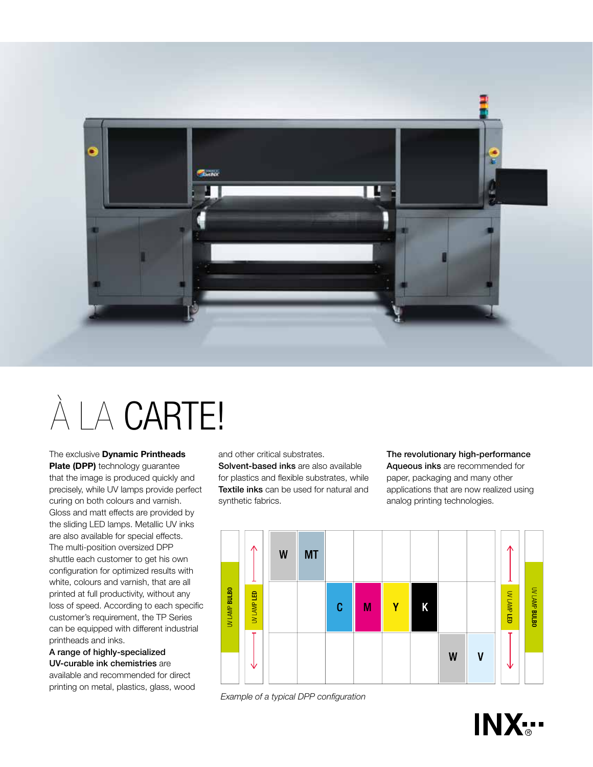# À LA CARTE!

The exclusive **Dynamic Printheads Plate (DPP)** technology guarantee that the image is produced quickly and precisely, while UV lamps provide perfect curing on both colours and varnish. Gloss and matt effects are provided by the sliding LED lamps. Metallic UV inks are also available for special effects. The multi-position oversized DPP shuttle each customer to get his own configuration for optimized results with white, colours and varnish, that are all printed at full productivity, without any loss of speed. According to each specific customer's requirement, the TP Series can be equipped with different industrial printheads and inks.

**A range of highly-specialized UV-curable ink chemistries** are available and recommended for direct printing on metal, plastics, glass, wood and other critical substrates. **Solvent-based inks** are also available for plastics and flexible substrates, while **Textile inks** can be used for natural and synthetic fabrics.

**The revolutionary high-performance Aqueous inks** are recommended for paper, packaging and many other applications that are now realized using analog printing technologies.

| UV LAMP BULBO | UV LAMP LED | | | | | | | | | UV LAMP LED | UV LAMP BULBO |
|---|---|---|---|---|---|---|---|---|---|---|---|
| | | W | MT | | | | | | | | |
| | | | | C | M | Y | K | | | | |
| | | | | | | | | W | V | | |

*Example of a typical DPP configuration*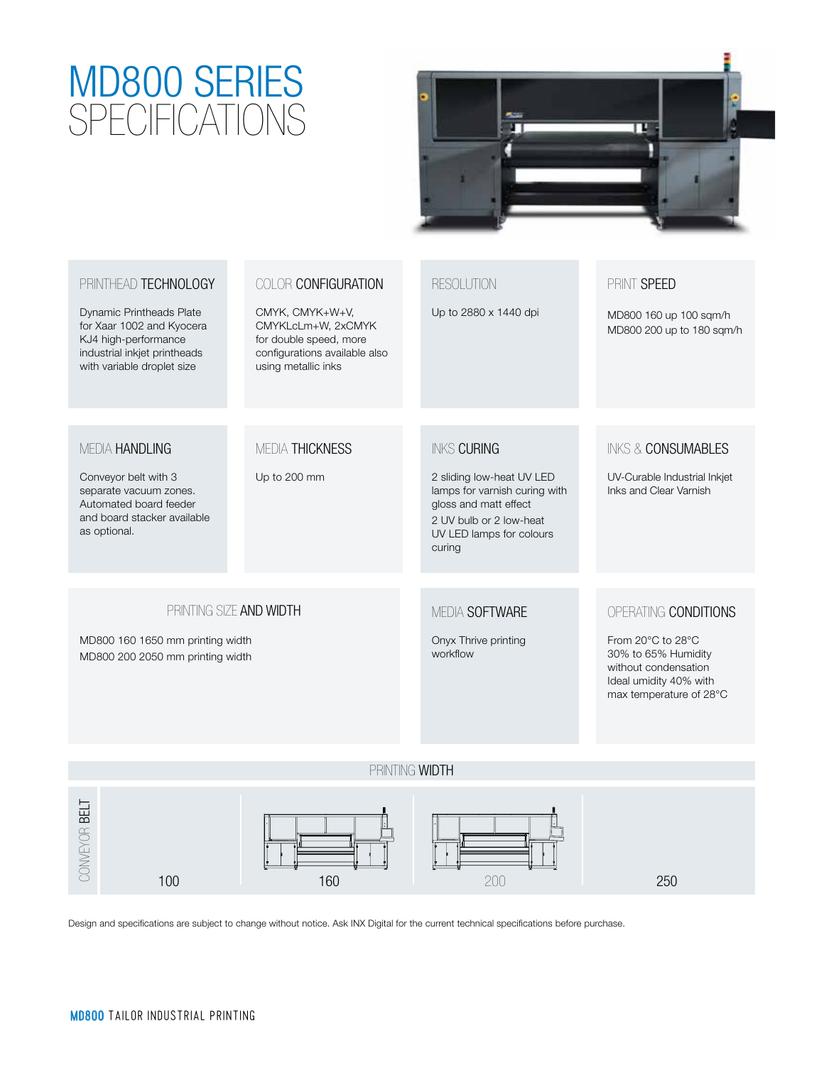# MD800 SERIES SPECIFICATIONS

### PRINTHEAD TECHNOLOGY

Dynamic Printheads Plate for Xaar 1002 and Kyocera KJ4 high-performance industrial inkjet printheads with variable droplet size

### COLOR CONFIGURATION

CMYK, CMYK+W+V, CMYKLcLm+W, 2xCMYK for double speed, more configurations available also using metallic inks

### RESOLUTION

Up to 2880 x 1440 dpi

### PRINT SPEED

MD800 160 up 100 sqm/h
MD800 200 up to 180 sqm/h

### MEDIA HANDLING

Conveyor belt with 3 separate vacuum zones. Automated board feeder and board stacker available as optional.

### MEDIA THICKNESS

Up to 200 mm

### INKS CURING

2 sliding low-heat UV LED lamps for varnish curing with gloss and matt effect

2 UV bulb or 2 low-heat UV LED lamps for colours curing

### INKS & CONSUMABLES

UV-Curable Industrial Inkjet Inks and Clear Varnish

### PRINTING SIZE AND WIDTH

MD800 160 1650 mm printing width
MD800 200 2050 mm printing width

### MEDIA SOFTWARE

Onyx Thrive printing workflow

### OPERATING CONDITIONS

From 20°C to 28°C
30% to 65% Humidity without condensation
Ideal umidity 40% with max temperature of 28°C

### PRINTING WIDTH

| CONVEYOR BELT | 100 | 160 | 200 | 250 |
|---|---|---|---|---|

Design and specifications are subject to change without notice. Ask INX Digital for the current technical specifications before purchase.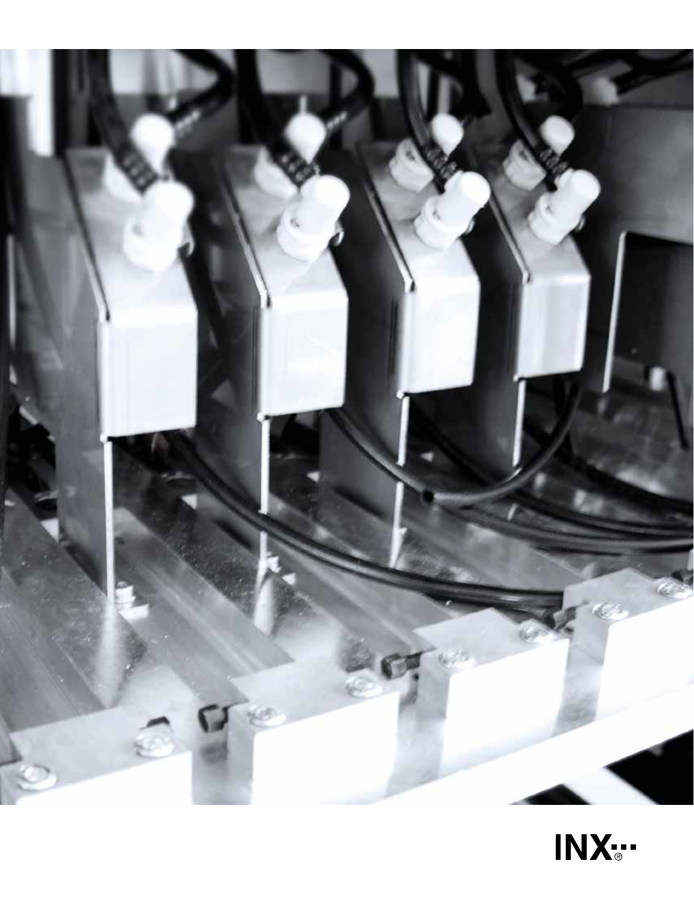INX®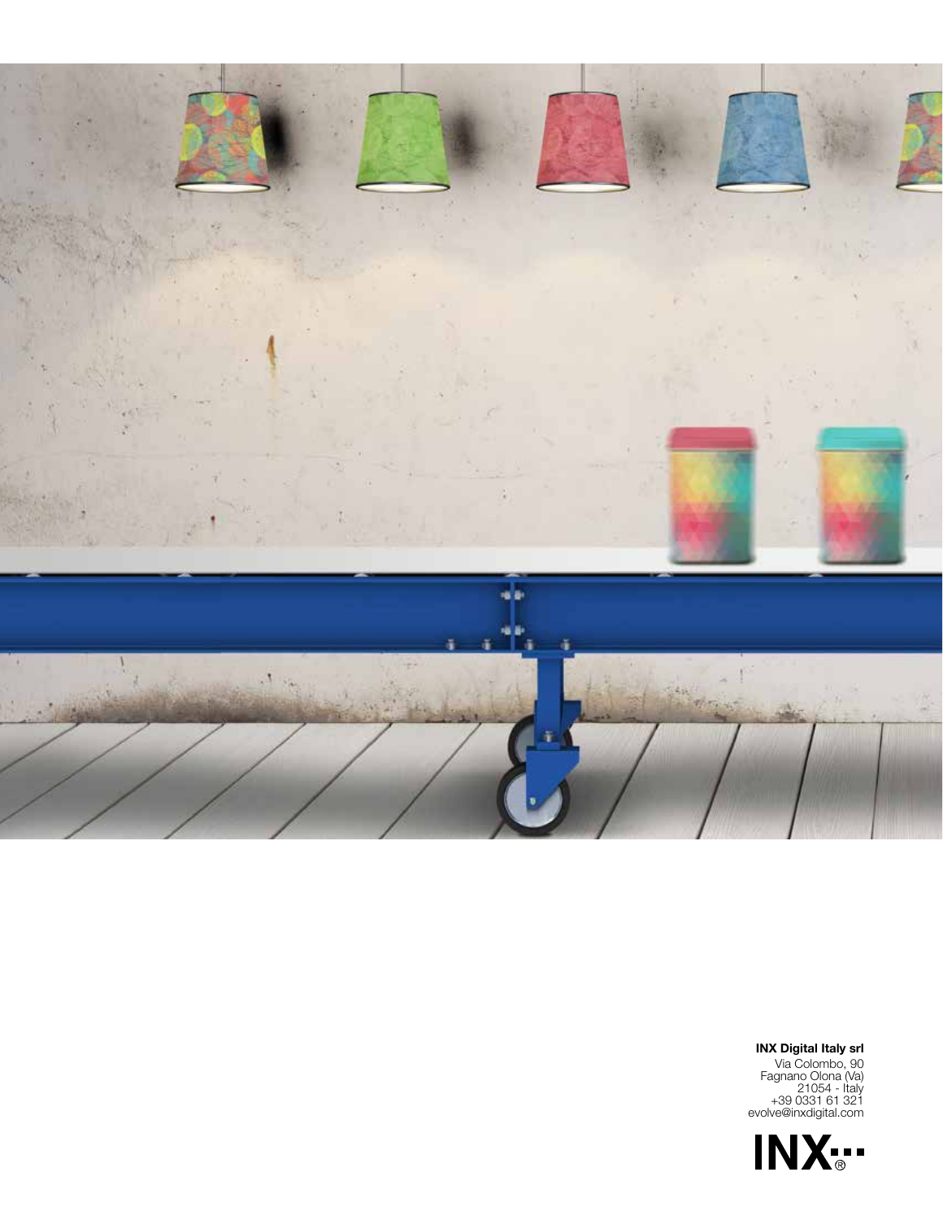**INX Digital Italy srl**
Via Colombo, 90
Fagnano Olona (Va)
21054 - Italy
+39 0331 61 321
evolve@inxdigital.com

INX®